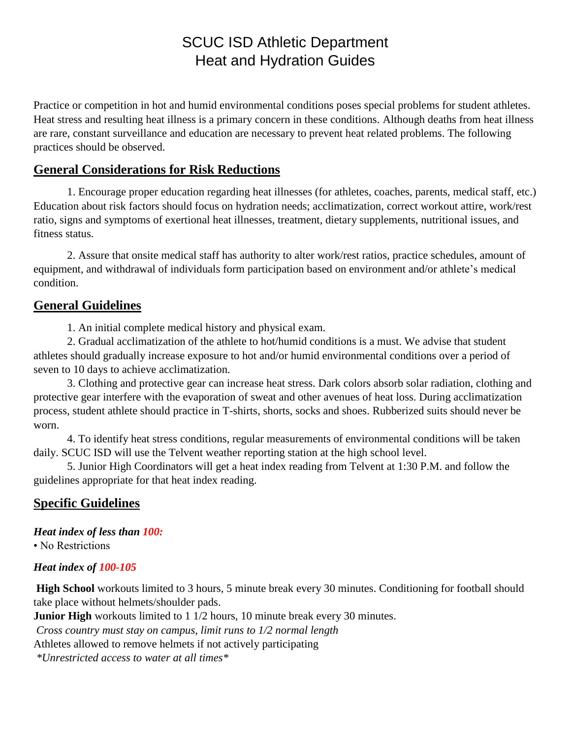# SCUC ISD Athletic Department
# Heat and Hydration Guides

Practice or competition in hot and humid environmental conditions poses special problems for student athletes. Heat stress and resulting heat illness is a primary concern in these conditions. Although deaths from heat illness are rare, constant surveillance and education are necessary to prevent heat related problems. The following practices should be observed.

## General Considerations for Risk Reductions

1. Encourage proper education regarding heat illnesses (for athletes, coaches, parents, medical staff, etc.) Education about risk factors should focus on hydration needs; acclimatization, correct workout attire, work/rest ratio, signs and symptoms of exertional heat illnesses, treatment, dietary supplements, nutritional issues, and fitness status.

2. Assure that onsite medical staff has authority to alter work/rest ratios, practice schedules, amount of equipment, and withdrawal of individuals form participation based on environment and/or athlete's medical condition.

## General Guidelines

1. An initial complete medical history and physical exam.
2. Gradual acclimatization of the athlete to hot/humid conditions is a must. We advise that student athletes should gradually increase exposure to hot and/or humid environmental conditions over a period of seven to 10 days to achieve acclimatization.
3. Clothing and protective gear can increase heat stress. Dark colors absorb solar radiation, clothing and protective gear interfere with the evaporation of sweat and other avenues of heat loss. During acclimatization process, student athlete should practice in T-shirts, shorts, socks and shoes. Rubberized suits should never be worn.
4. To identify heat stress conditions, regular measurements of environmental conditions will be taken daily. SCUC ISD will use the Telvent weather reporting station at the high school level.
5. Junior High Coordinators will get a heat index reading from Telvent at 1:30 P.M. and follow the guidelines appropriate for that heat index reading.

## Specific Guidelines

***Heat index of less than 100:***

• No Restrictions

***Heat index of 100-105***

**High School** workouts limited to 3 hours, 5 minute break every 30 minutes. Conditioning for football should take place without helmets/shoulder pads.

**Junior High** workouts limited to 1 1/2 hours, 10 minute break every 30 minutes.

*Cross country must stay on campus, limit runs to 1/2 normal length*

Athletes allowed to remove helmets if not actively participating

*\*Unrestricted access to water at all times\**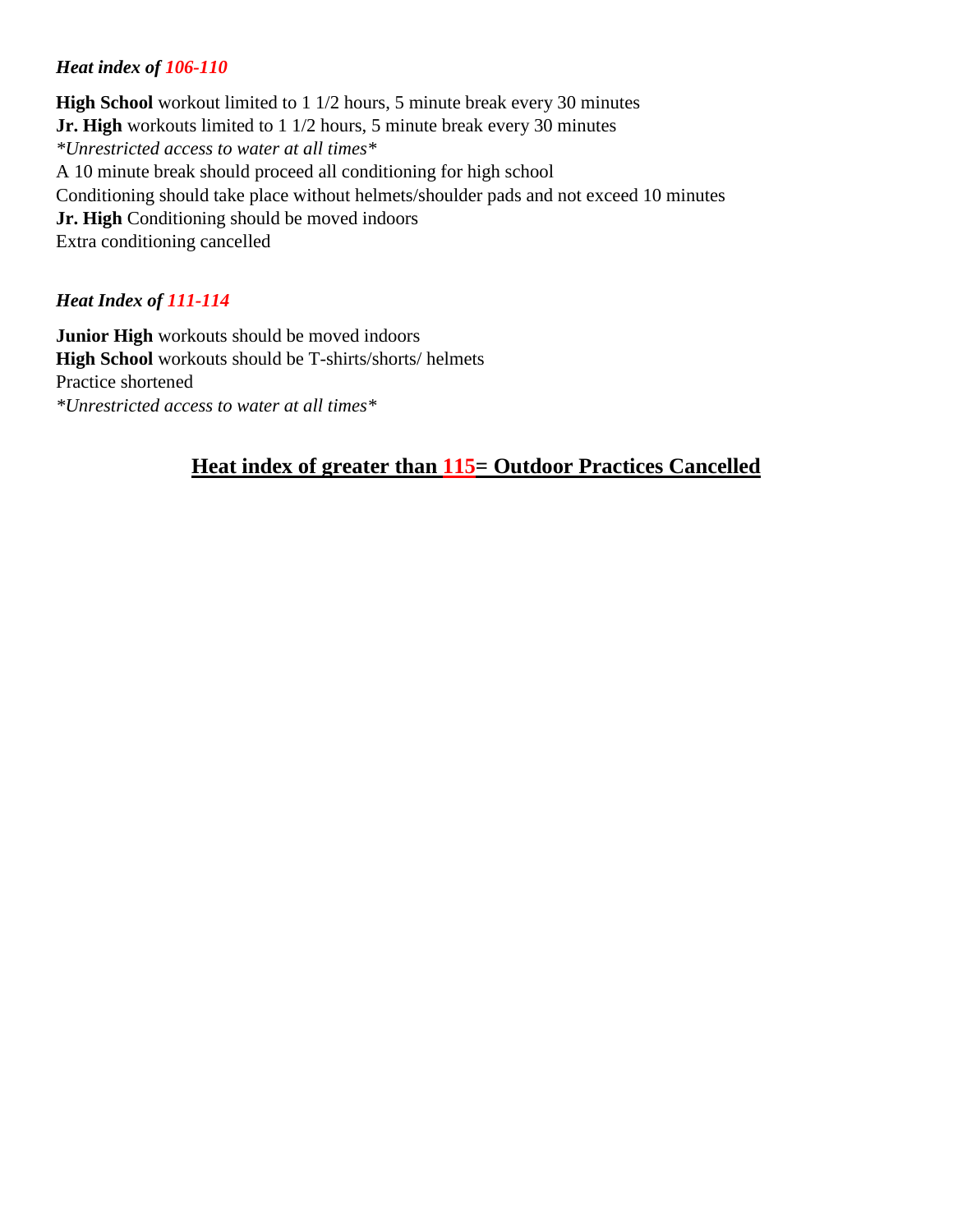### *Heat index of 106-110*

**High School** workout limited to 1 1/2 hours, 5 minute break every 30 minutes
**Jr. High** workouts limited to 1 1/2 hours, 5 minute break every 30 minutes
*\*Unrestricted access to water at all times\**
A 10 minute break should proceed all conditioning for high school
Conditioning should take place without helmets/shoulder pads and not exceed 10 minutes
**Jr. High** Conditioning should be moved indoors
Extra conditioning cancelled

### *Heat Index of 111-114*

**Junior High** workouts should be moved indoors
**High School** workouts should be T-shirts/shorts/ helmets
Practice shortened
*\*Unrestricted access to water at all times\**

## **Heat index of greater than 115= Outdoor Practices Cancelled**